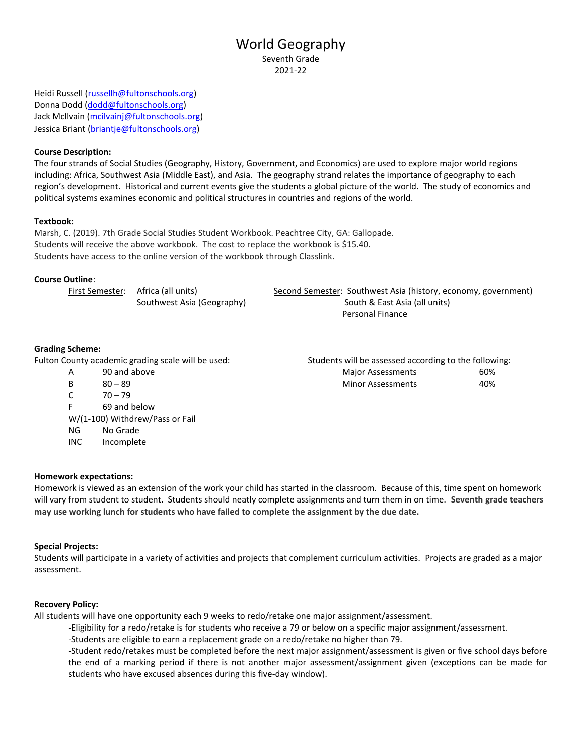# World Geography

Seventh Grade
2021-22

Heidi Russell (russellh@fultonschools.org)
Donna Dodd (dodd@fultonschools.org)
Jack McIlvain (mcilvainj@fultonschools.org)
Jessica Briant (briantje@fultonschools.org)

**Course Description:**
The four strands of Social Studies (Geography, History, Government, and Economics) are used to explore major world regions including: Africa, Southwest Asia (Middle East), and Asia. The geography strand relates the importance of geography to each region's development. Historical and current events give the students a global picture of the world. The study of economics and political systems examines economic and political structures in countries and regions of the world.

**Textbook:**
Marsh, C. (2019). 7th Grade Social Studies Student Workbook. Peachtree City, GA: Gallopade.
Students will receive the above workbook. The cost to replace the workbook is $15.40.
Students have access to the online version of the workbook through Classlink.

**Course Outline**:

<u>First Semester</u>:
- Africa (all units)
- Southwest Asia (Geography)

<u>Second Semester</u>:
- Southwest Asia (history, economy, government)
- South & East Asia (all units)
- Personal Finance

**Grading Scheme:**

Fulton County academic grading scale will be used:

| Grade | Range |
|---|---|
| A | 90 and above |
| B | 80 – 89 |
| C | 70 – 79 |
| F | 69 and below |
| W/(1-100) | Withdrew/Pass or Fail |
| NG | No Grade |
| INC | Incomplete |

Students will be assessed according to the following:

| Category | Weight |
|---|---|
| Major Assessments | 60% |
| Minor Assessments | 40% |

**Homework expectations:**
Homework is viewed as an extension of the work your child has started in the classroom. Because of this, time spent on homework will vary from student to student. Students should neatly complete assignments and turn them in on time. **Seventh grade teachers may use working lunch for students who have failed to complete the assignment by the due date.**

**Special Projects:**
Students will participate in a variety of activities and projects that complement curriculum activities. Projects are graded as a major assessment.

**Recovery Policy:**
All students will have one opportunity each 9 weeks to redo/retake one major assignment/assessment.

-Eligibility for a redo/retake is for students who receive a 79 or below on a specific major assignment/assessment.

-Students are eligible to earn a replacement grade on a redo/retake no higher than 79.

-Student redo/retakes must be completed before the next major assignment/assessment is given or five school days before the end of a marking period if there is not another major assessment/assignment given (exceptions can be made for students who have excused absences during this five-day window).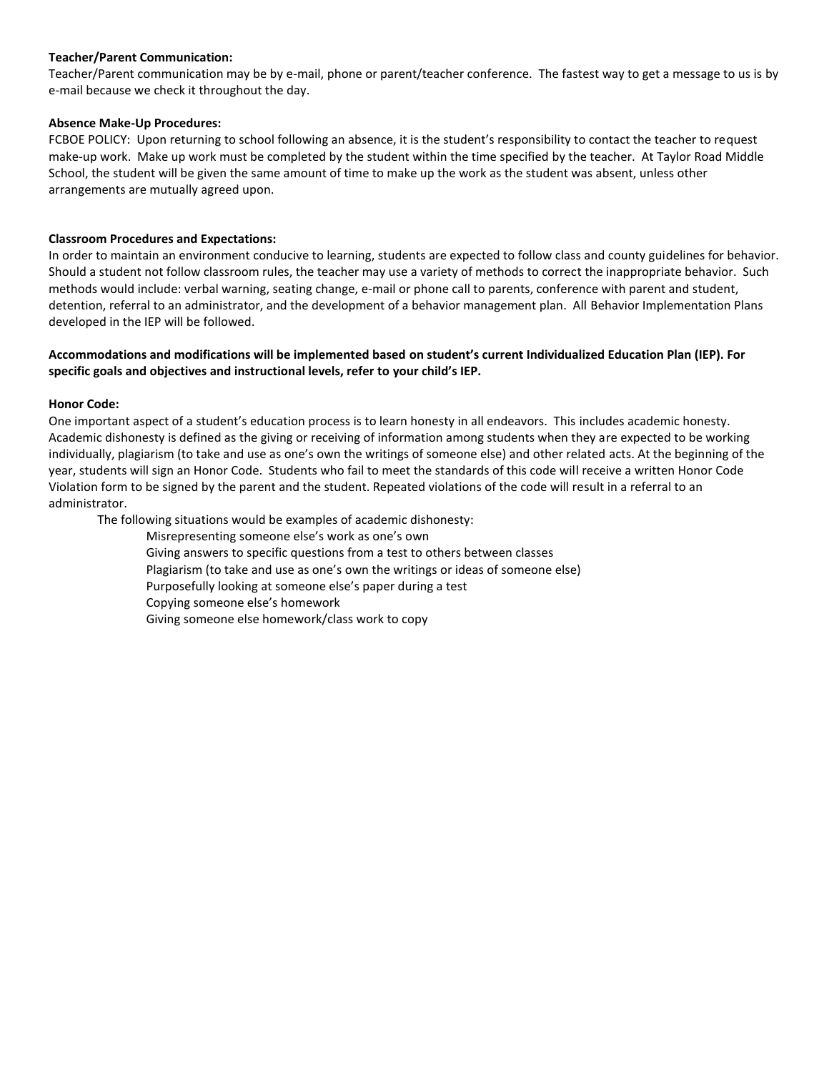**Teacher/Parent Communication:**
Teacher/Parent communication may be by e-mail, phone or parent/teacher conference. The fastest way to get a message to us is by e-mail because we check it throughout the day.

**Absence Make-Up Procedures:**
FCBOE POLICY: Upon returning to school following an absence, it is the student's responsibility to contact the teacher to request make-up work. Make up work must be completed by the student within the time specified by the teacher. At Taylor Road Middle School, the student will be given the same amount of time to make up the work as the student was absent, unless other arrangements are mutually agreed upon.

**Classroom Procedures and Expectations:**
In order to maintain an environment conducive to learning, students are expected to follow class and county guidelines for behavior. Should a student not follow classroom rules, the teacher may use a variety of methods to correct the inappropriate behavior. Such methods would include: verbal warning, seating change, e-mail or phone call to parents, conference with parent and student, detention, referral to an administrator, and the development of a behavior management plan. All Behavior Implementation Plans developed in the IEP will be followed.

**Accommodations and modifications will be implemented based on student's current Individualized Education Plan (IEP). For specific goals and objectives and instructional levels, refer to your child's IEP.**

**Honor Code:**
One important aspect of a student's education process is to learn honesty in all endeavors. This includes academic honesty. Academic dishonesty is defined as the giving or receiving of information among students when they are expected to be working individually, plagiarism (to take and use as one's own the writings of someone else) and other related acts. At the beginning of the year, students will sign an Honor Code. Students who fail to meet the standards of this code will receive a written Honor Code Violation form to be signed by the parent and the student. Repeated violations of the code will result in a referral to an administrator.

The following situations would be examples of academic dishonesty:

- Misrepresenting someone else's work as one's own
- Giving answers to specific questions from a test to others between classes
- Plagiarism (to take and use as one's own the writings or ideas of someone else)
- Purposefully looking at someone else's paper during a test
- Copying someone else's homework
- Giving someone else homework/class work to copy